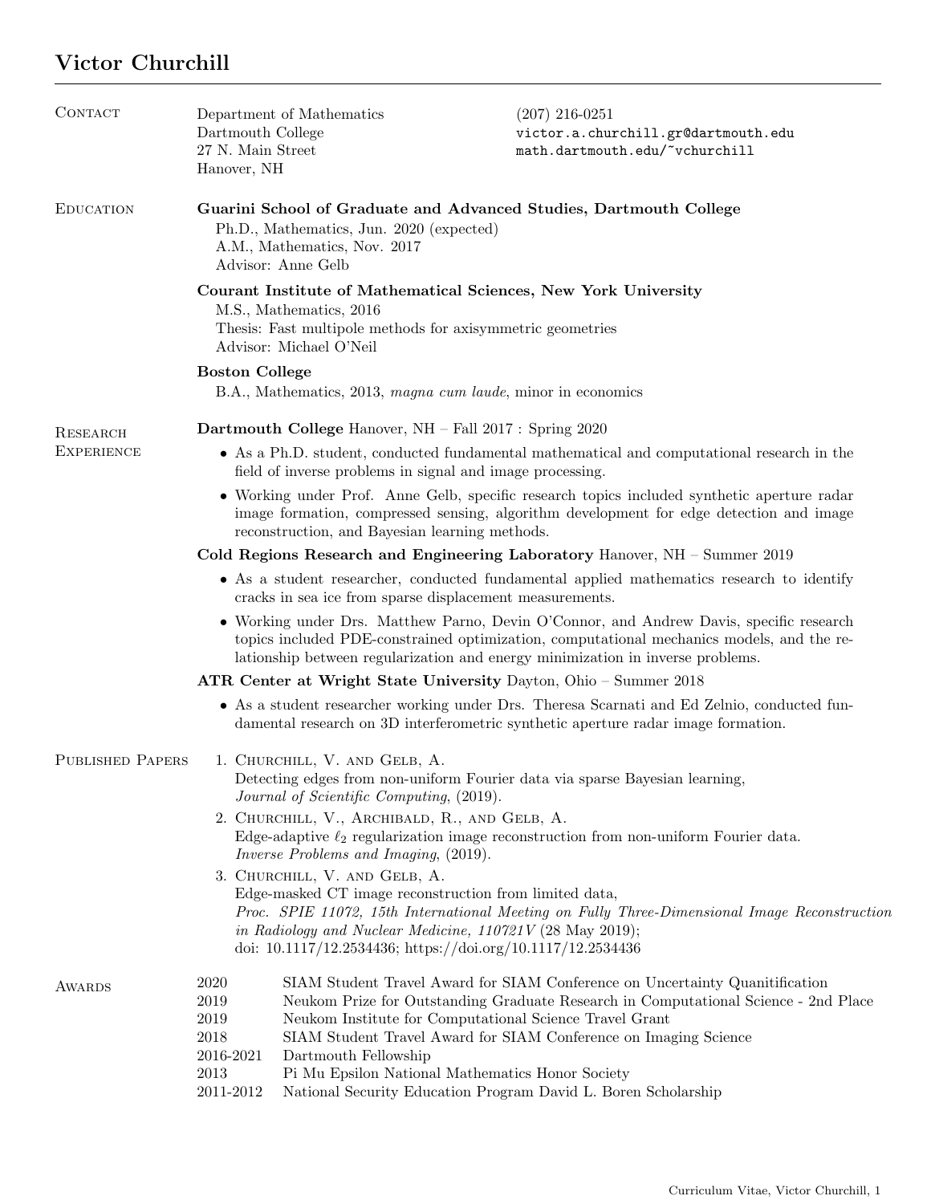# Victor Churchill

## Contact

Department of Mathematics
Dartmouth College
27 N. Main Street
Hanover, NH

(207) 216-0251
victor.a.churchill.gr@dartmouth.edu
math.dartmouth.edu/~vchurchill

## Education

**Guarini School of Graduate and Advanced Studies, Dartmouth College**
Ph.D., Mathematics, Jun. 2020 (expected)
A.M., Mathematics, Nov. 2017
Advisor: Anne Gelb

**Courant Institute of Mathematical Sciences, New York University**
M.S., Mathematics, 2016
Thesis: Fast multipole methods for axisymmetric geometries
Advisor: Michael O'Neil

**Boston College**
B.A., Mathematics, 2013, *magna cum laude*, minor in economics

## Research Experience

**Dartmouth College** Hanover, NH – Fall 2017 : Spring 2020

- As a Ph.D. student, conducted fundamental mathematical and computational research in the field of inverse problems in signal and image processing.
- Working under Prof. Anne Gelb, specific research topics included synthetic aperture radar image formation, compressed sensing, algorithm development for edge detection and image reconstruction, and Bayesian learning methods.

**Cold Regions Research and Engineering Laboratory** Hanover, NH – Summer 2019

- As a student researcher, conducted fundamental applied mathematics research to identify cracks in sea ice from sparse displacement measurements.
- Working under Drs. Matthew Parno, Devin O'Connor, and Andrew Davis, specific research topics included PDE-constrained optimization, computational mechanics models, and the relationship between regularization and energy minimization in inverse problems.

**ATR Center at Wright State University** Dayton, Ohio – Summer 2018

- As a student researcher working under Drs. Theresa Scarnati and Ed Zelnio, conducted fundamental research on 3D interferometric synthetic aperture radar image formation.

## Published Papers

1. Churchill, V. and Gelb, A.
   Detecting edges from non-uniform Fourier data via sparse Bayesian learning,
   *Journal of Scientific Computing*, (2019).
2. Churchill, V., Archibald, R., and Gelb, A.
   Edge-adaptive $\ell_2$ regularization image reconstruction from non-uniform Fourier data.
   *Inverse Problems and Imaging*, (2019).
3. Churchill, V. and Gelb, A.
   Edge-masked CT image reconstruction from limited data,
   *Proc. SPIE 11072, 15th International Meeting on Fully Three-Dimensional Image Reconstruction in Radiology and Nuclear Medicine, 110721V* (28 May 2019);
   doi: 10.1117/12.2534436; https://doi.org/10.1117/12.2534436

## Awards

| | |
|---|---|
| 2020 | SIAM Student Travel Award for SIAM Conference on Uncertainty Quanitification |
| 2019 | Neukom Prize for Outstanding Graduate Research in Computational Science - 2nd Place |
| 2019 | Neukom Institute for Computational Science Travel Grant |
| 2018 | SIAM Student Travel Award for SIAM Conference on Imaging Science |
| 2016-2021 | Dartmouth Fellowship |
| 2013 | Pi Mu Epsilon National Mathematics Honor Society |
| 2011-2012 | National Security Education Program David L. Boren Scholarship |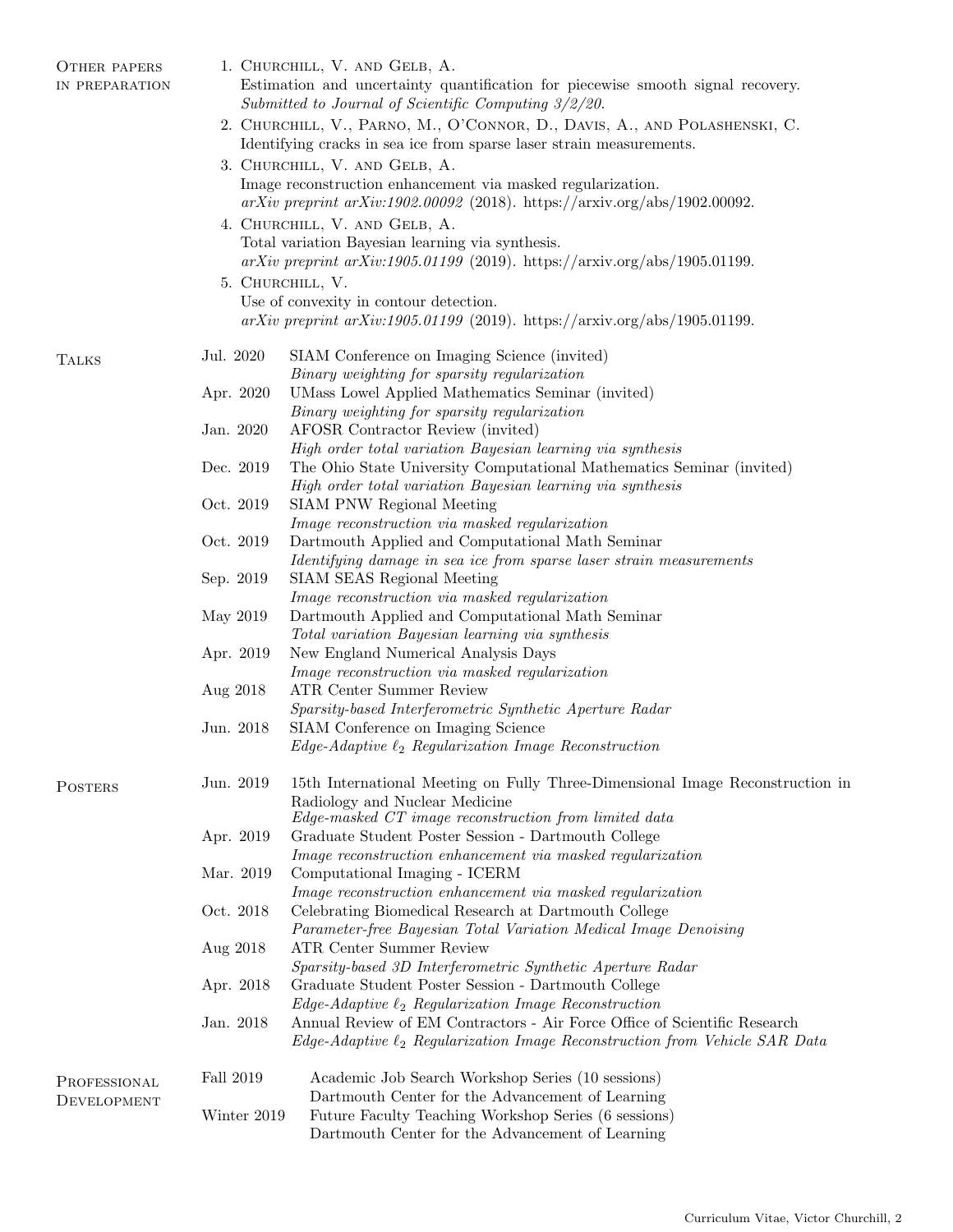## Other papers in preparation

1. Churchill, V. and Gelb, A.
   Estimation and uncertainty quantification for piecewise smooth signal recovery.
   *Submitted to Journal of Scientific Computing 3/2/20.*
2. Churchill, V., Parno, M., O'Connor, D., Davis, A., and Polashenski, C.
   Identifying cracks in sea ice from sparse laser strain measurements.
3. Churchill, V. and Gelb, A.
   Image reconstruction enhancement via masked regularization.
   *arXiv preprint arXiv:1902.00092* (2018). https://arxiv.org/abs/1902.00092.
4. Churchill, V. and Gelb, A.
   Total variation Bayesian learning via synthesis.
   *arXiv preprint arXiv:1905.01199* (2019). https://arxiv.org/abs/1905.01199.
5. Churchill, V.
   Use of convexity in contour detection.
   *arXiv preprint arXiv:1905.01199* (2019). https://arxiv.org/abs/1905.01199.

## Talks

- **Jul. 2020** SIAM Conference on Imaging Science (invited)
  *Binary weighting for sparsity regularization*
- **Apr. 2020** UMass Lowel Applied Mathematics Seminar (invited)
  *Binary weighting for sparsity regularization*
- **Jan. 2020** AFOSR Contractor Review (invited)
  *High order total variation Bayesian learning via synthesis*
- **Dec. 2019** The Ohio State University Computational Mathematics Seminar (invited)
  *High order total variation Bayesian learning via synthesis*
- **Oct. 2019** SIAM PNW Regional Meeting
  *Image reconstruction via masked regularization*
- **Oct. 2019** Dartmouth Applied and Computational Math Seminar
  *Identifying damage in sea ice from sparse laser strain measurements*
- **Sep. 2019** SIAM SEAS Regional Meeting
  *Image reconstruction via masked regularization*
- **May 2019** Dartmouth Applied and Computational Math Seminar
  *Total variation Bayesian learning via synthesis*
- **Apr. 2019** New England Numerical Analysis Days
  *Image reconstruction via masked regularization*
- **Aug 2018** ATR Center Summer Review
  *Sparsity-based Interferometric Synthetic Aperture Radar*
- **Jun. 2018** SIAM Conference on Imaging Science
  *Edge-Adaptive $\ell_2$ Regularization Image Reconstruction*

## Posters

- **Jun. 2019** 15th International Meeting on Fully Three-Dimensional Image Reconstruction in Radiology and Nuclear Medicine
  *Edge-masked CT image reconstruction from limited data*
- **Apr. 2019** Graduate Student Poster Session - Dartmouth College
  *Image reconstruction enhancement via masked regularization*
- **Mar. 2019** Computational Imaging - ICERM
  *Image reconstruction enhancement via masked regularization*
- **Oct. 2018** Celebrating Biomedical Research at Dartmouth College
  *Parameter-free Bayesian Total Variation Medical Image Denoising*
- **Aug 2018** ATR Center Summer Review
  *Sparsity-based 3D Interferometric Synthetic Aperture Radar*
- **Apr. 2018** Graduate Student Poster Session - Dartmouth College
  *Edge-Adaptive $\ell_2$ Regularization Image Reconstruction*
- **Jan. 2018** Annual Review of EM Contractors - Air Force Office of Scientific Research
  *Edge-Adaptive $\ell_2$ Regularization Image Reconstruction from Vehicle SAR Data*

## Professional Development

- **Fall 2019** Academic Job Search Workshop Series (10 sessions)
  Dartmouth Center for the Advancement of Learning
- **Winter 2019** Future Faculty Teaching Workshop Series (6 sessions)
  Dartmouth Center for the Advancement of Learning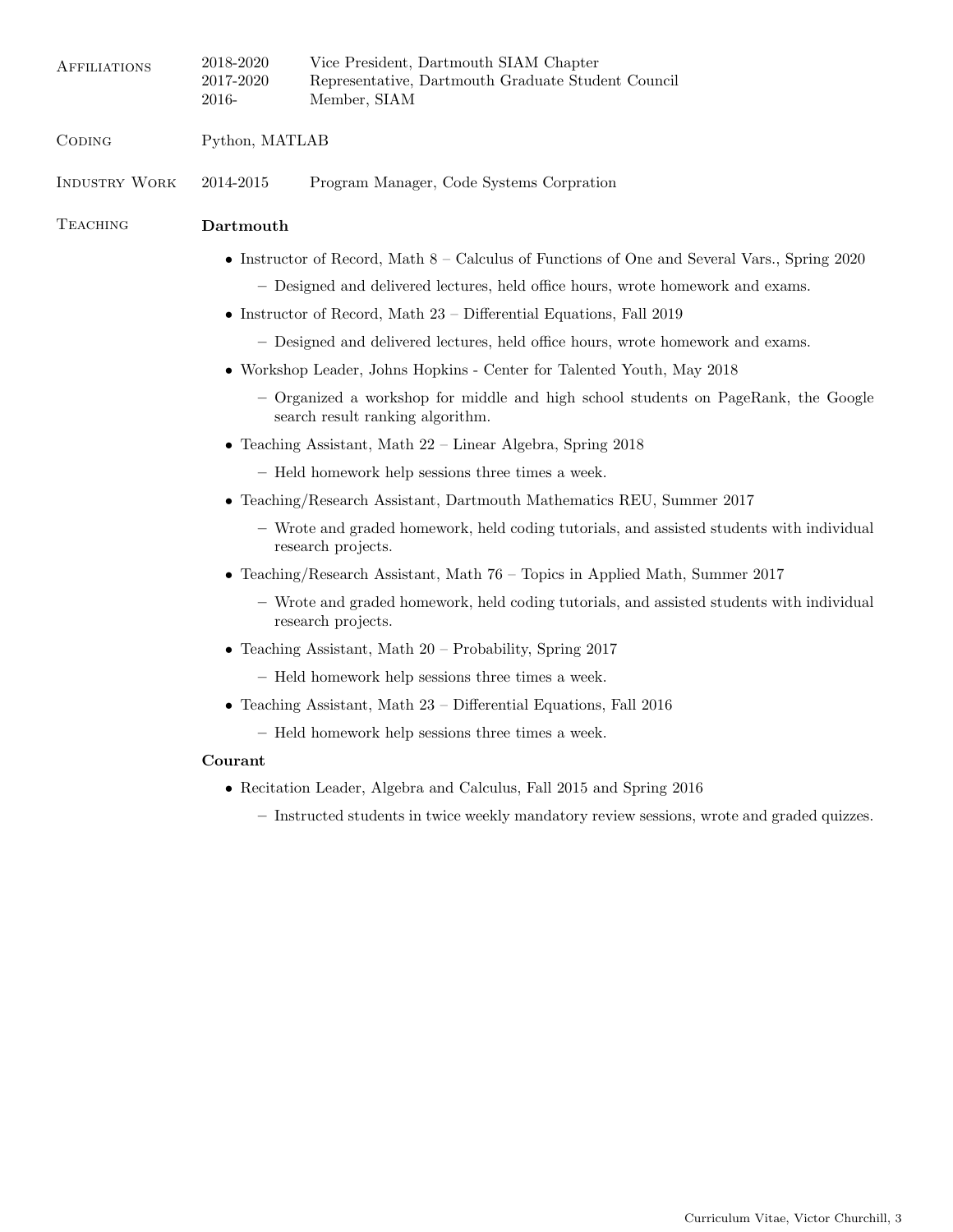## Affiliations

| | |
|---|---|
| 2018-2020 | Vice President, Dartmouth SIAM Chapter |
| 2017-2020 | Representative, Dartmouth Graduate Student Council |
| 2016- | Member, SIAM |

## Coding

Python, MATLAB

## Industry Work

| | |
|---|---|
| 2014-2015 | Program Manager, Code Systems Corpration |

## Teaching

**Dartmouth**

- Instructor of Record, Math 8 – Calculus of Functions of One and Several Vars., Spring 2020
  - Designed and delivered lectures, held office hours, wrote homework and exams.
- Instructor of Record, Math 23 – Differential Equations, Fall 2019
  - Designed and delivered lectures, held office hours, wrote homework and exams.
- Workshop Leader, Johns Hopkins - Center for Talented Youth, May 2018
  - Organized a workshop for middle and high school students on PageRank, the Google search result ranking algorithm.
- Teaching Assistant, Math 22 – Linear Algebra, Spring 2018
  - Held homework help sessions three times a week.
- Teaching/Research Assistant, Dartmouth Mathematics REU, Summer 2017
  - Wrote and graded homework, held coding tutorials, and assisted students with individual research projects.
- Teaching/Research Assistant, Math 76 – Topics in Applied Math, Summer 2017
  - Wrote and graded homework, held coding tutorials, and assisted students with individual research projects.
- Teaching Assistant, Math 20 – Probability, Spring 2017
  - Held homework help sessions three times a week.
- Teaching Assistant, Math 23 – Differential Equations, Fall 2016
  - Held homework help sessions three times a week.

**Courant**

- Recitation Leader, Algebra and Calculus, Fall 2015 and Spring 2016
  - Instructed students in twice weekly mandatory review sessions, wrote and graded quizzes.